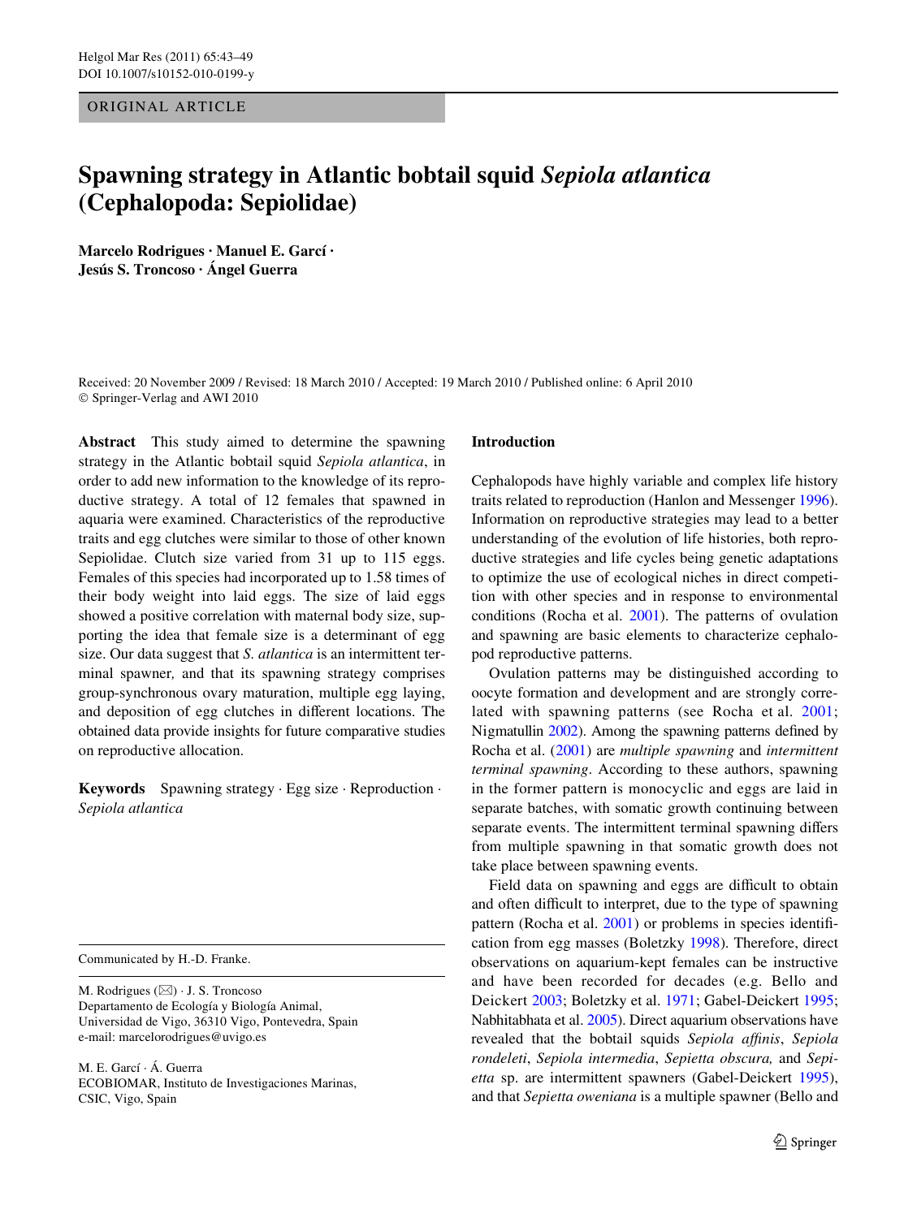ORIGINAL ARTICLE

# Spawning strategy in Atlantic bobtail squid *Sepiola atlantica* (Cephalopoda: Sepiolidae)

**Marcelo Rodrigues · Manuel E. Garcí · Jesús S. Troncoso · Ángel Guerra**

Received: 20 November 2009 / Revised: 18 March 2010 / Accepted: 19 March 2010 / Published online: 6 April 2010
© Springer-Verlag and AWI 2010

**Abstract** This study aimed to determine the spawning strategy in the Atlantic bobtail squid *Sepiola atlantica*, in order to add new information to the knowledge of its reproductive strategy. A total of 12 females that spawned in aquaria were examined. Characteristics of the reproductive traits and egg clutches were similar to those of other known Sepiolidae. Clutch size varied from 31 up to 115 eggs. Females of this species had incorporated up to 1.58 times of their body weight into laid eggs. The size of laid eggs showed a positive correlation with maternal body size, supporting the idea that female size is a determinant of egg size. Our data suggest that *S. atlantica* is an intermittent terminal spawner, and that its spawning strategy comprises group-synchronous ovary maturation, multiple egg laying, and deposition of egg clutches in different locations. The obtained data provide insights for future comparative studies on reproductive allocation.

**Keywords** Spawning strategy · Egg size · Reproduction · *Sepiola atlantica*

Communicated by H.-D. Franke.

M. Rodrigues (✉) · J. S. Troncoso
Departamento de Ecología y Biología Animal, Universidad de Vigo, 36310 Vigo, Pontevedra, Spain
e-mail: marcelorodrigues@uvigo.es

M. E. Garcí · Á. Guerra
ECOBIOMAR, Instituto de Investigaciones Marinas, CSIC, Vigo, Spain

## Introduction

Cephalopods have highly variable and complex life history traits related to reproduction (Hanlon and Messenger 1996). Information on reproductive strategies may lead to a better understanding of the evolution of life histories, both reproductive strategies and life cycles being genetic adaptations to optimize the use of ecological niches in direct competition with other species and in response to environmental conditions (Rocha et al. 2001). The patterns of ovulation and spawning are basic elements to characterize cephalopod reproductive patterns.

Ovulation patterns may be distinguished according to oocyte formation and development and are strongly correlated with spawning patterns (see Rocha et al. 2001; Nigmatullin 2002). Among the spawning patterns defined by Rocha et al. (2001) are *multiple spawning* and *intermittent terminal spawning*. According to these authors, spawning in the former pattern is monocyclic and eggs are laid in separate batches, with somatic growth continuing between separate events. The intermittent terminal spawning differs from multiple spawning in that somatic growth does not take place between spawning events.

Field data on spawning and eggs are difficult to obtain and often difficult to interpret, due to the type of spawning pattern (Rocha et al. 2001) or problems in species identification from egg masses (Boletzky 1998). Therefore, direct observations on aquarium-kept females can be instructive and have been recorded for decades (e.g. Bello and Deickert 2003; Boletzky et al. 1971; Gabel-Deickert 1995; Nabhitabhata et al. 2005). Direct aquarium observations have revealed that the bobtail squids *Sepiola affinis*, *Sepiola rondeleti*, *Sepiola intermedia*, *Sepietta obscura,* and *Sepietta* sp. are intermittent spawners (Gabel-Deickert 1995), and that *Sepietta oweniana* is a multiple spawner (Bello and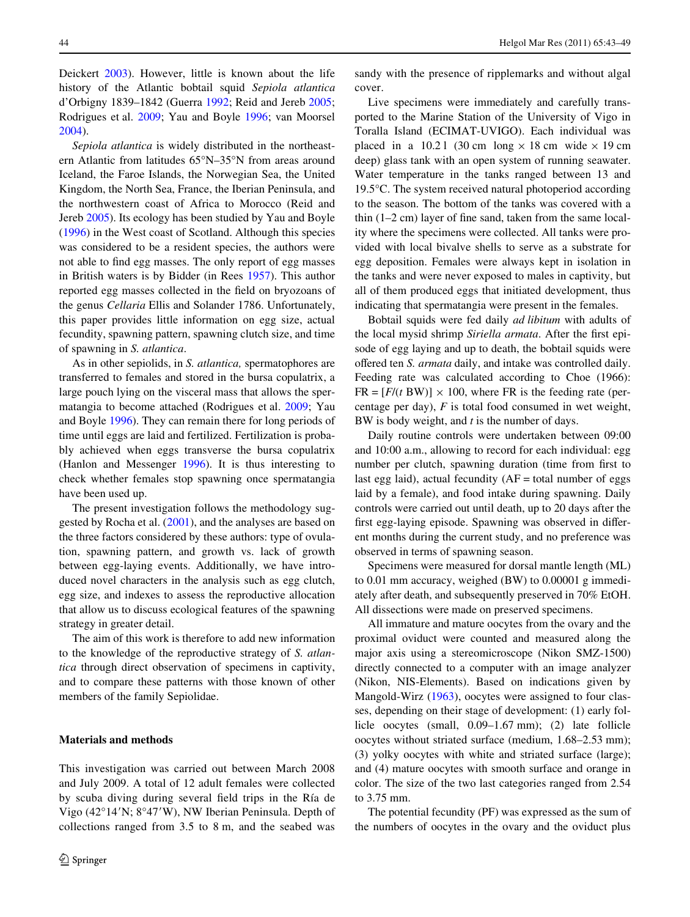Deickert 2003). However, little is known about the life history of the Atlantic bobtail squid *Sepiola atlantica* d'Orbigny 1839–1842 (Guerra 1992; Reid and Jereb 2005; Rodrigues et al. 2009; Yau and Boyle 1996; van Moorsel 2004).

*Sepiola atlantica* is widely distributed in the northeastern Atlantic from latitudes 65°N–35°N from areas around Iceland, the Faroe Islands, the Norwegian Sea, the United Kingdom, the North Sea, France, the Iberian Peninsula, and the northwestern coast of Africa to Morocco (Reid and Jereb 2005). Its ecology has been studied by Yau and Boyle (1996) in the West coast of Scotland. Although this species was considered to be a resident species, the authors were not able to find egg masses. The only report of egg masses in British waters is by Bidder (in Rees 1957). This author reported egg masses collected in the field on bryozoans of the genus *Cellaria* Ellis and Solander 1786. Unfortunately, this paper provides little information on egg size, actual fecundity, spawning pattern, spawning clutch size, and time of spawning in *S. atlantica*.

As in other sepiolids, in *S. atlantica,* spermatophores are transferred to females and stored in the bursa copulatrix, a large pouch lying on the visceral mass that allows the spermatangia to become attached (Rodrigues et al. 2009; Yau and Boyle 1996). They can remain there for long periods of time until eggs are laid and fertilized. Fertilization is probably achieved when eggs transverse the bursa copulatrix (Hanlon and Messenger 1996). It is thus interesting to check whether females stop spawning once spermatangia have been used up.

The present investigation follows the methodology suggested by Rocha et al. (2001), and the analyses are based on the three factors considered by these authors: type of ovulation, spawning pattern, and growth vs. lack of growth between egg-laying events. Additionally, we have introduced novel characters in the analysis such as egg clutch, egg size, and indexes to assess the reproductive allocation that allow us to discuss ecological features of the spawning strategy in greater detail.

The aim of this work is therefore to add new information to the knowledge of the reproductive strategy of *S. atlantica* through direct observation of specimens in captivity, and to compare these patterns with those known of other members of the family Sepiolidae.

## Materials and methods

This investigation was carried out between March 2008 and July 2009. A total of 12 adult females were collected by scuba diving during several field trips in the Ría de Vigo (42°14′N; 8°47′W), NW Iberian Peninsula. Depth of collections ranged from 3.5 to 8 m, and the seabed was sandy with the presence of ripplemarks and without algal cover.

Live specimens were immediately and carefully transported to the Marine Station of the University of Vigo in Toralla Island (ECIMAT-UVIGO). Each individual was placed in a 10.2 l (30 cm long × 18 cm wide × 19 cm deep) glass tank with an open system of running seawater. Water temperature in the tanks ranged between 13 and 19.5°C. The system received natural photoperiod according to the season. The bottom of the tanks was covered with a thin (1–2 cm) layer of fine sand, taken from the same locality where the specimens were collected. All tanks were provided with local bivalve shells to serve as a substrate for egg deposition. Females were always kept in isolation in the tanks and were never exposed to males in captivity, but all of them produced eggs that initiated development, thus indicating that spermatangia were present in the females.

Bobtail squids were fed daily *ad libitum* with adults of the local mysid shrimp *Siriella armata*. After the first episode of egg laying and up to death, the bobtail squids were offered ten *S. armata* daily, and intake was controlled daily. Feeding rate was calculated according to Choe (1966): $FR = [F/(t\ BW)] \times 100$, where FR is the feeding rate (percentage per day), $F$ is total food consumed in wet weight, BW is body weight, and $t$ is the number of days.

Daily routine controls were undertaken between 09:00 and 10:00 a.m., allowing to record for each individual: egg number per clutch, spawning duration (time from first to last egg laid), actual fecundity (AF = total number of eggs laid by a female), and food intake during spawning. Daily controls were carried out until death, up to 20 days after the first egg-laying episode. Spawning was observed in different months during the current study, and no preference was observed in terms of spawning season.

Specimens were measured for dorsal mantle length (ML) to 0.01 mm accuracy, weighed (BW) to 0.00001 g immediately after death, and subsequently preserved in 70% EtOH. All dissections were made on preserved specimens.

All immature and mature oocytes from the ovary and the proximal oviduct were counted and measured along the major axis using a stereomicroscope (Nikon SMZ-1500) directly connected to a computer with an image analyzer (Nikon, NIS-Elements). Based on indications given by Mangold-Wirz (1963), oocytes were assigned to four classes, depending on their stage of development: (1) early follicle oocytes (small, 0.09–1.67 mm); (2) late follicle oocytes without striated surface (medium, 1.68–2.53 mm); (3) yolky oocytes with white and striated surface (large); and (4) mature oocytes with smooth surface and orange in color. The size of the two last categories ranged from 2.54 to 3.75 mm.

The potential fecundity (PF) was expressed as the sum of the numbers of oocytes in the ovary and the oviduct plus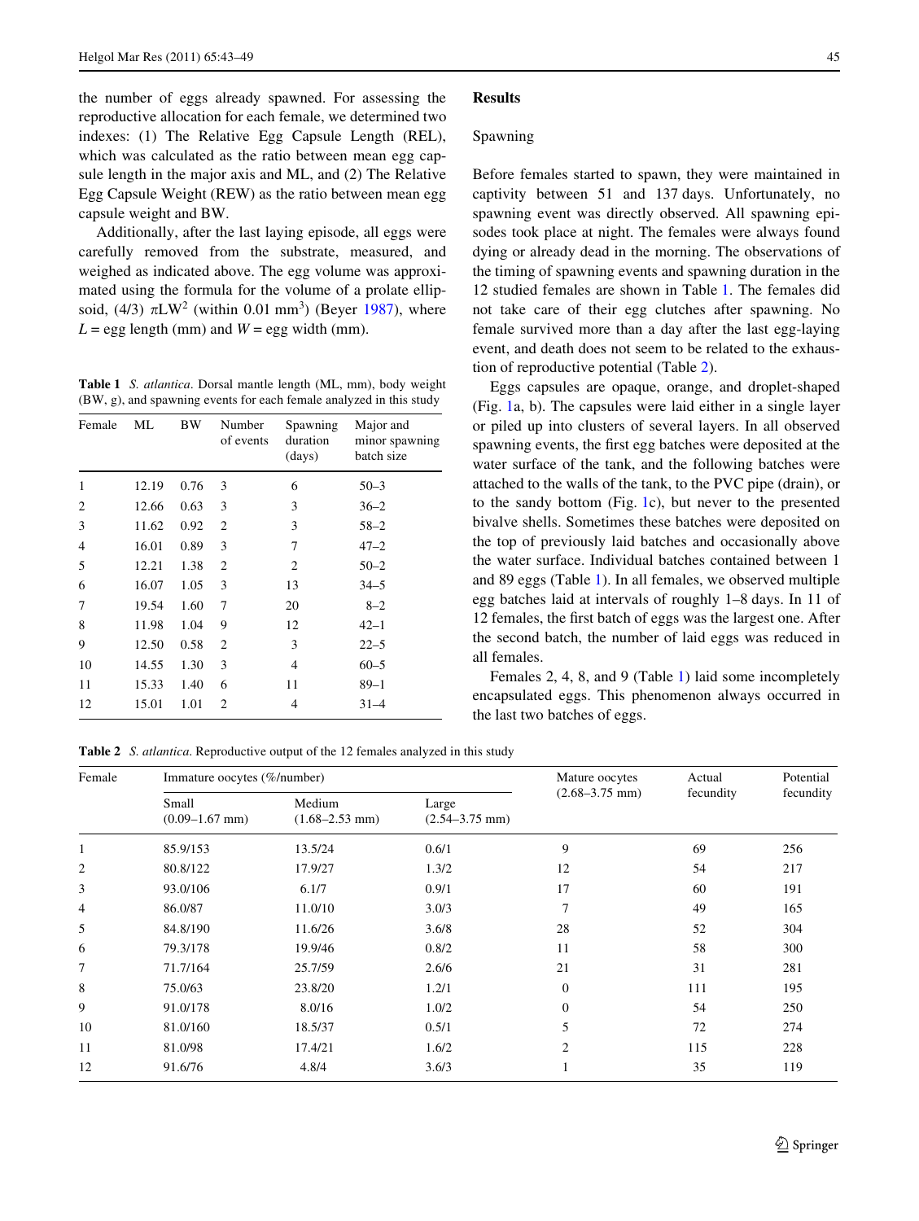the number of eggs already spawned. For assessing the reproductive allocation for each female, we determined two indexes: (1) The Relative Egg Capsule Length (REL), which was calculated as the ratio between mean egg capsule length in the major axis and ML, and (2) The Relative Egg Capsule Weight (REW) as the ratio between mean egg capsule weight and BW.

Additionally, after the last laying episode, all eggs were carefully removed from the substrate, measured, and weighed as indicated above. The egg volume was approximated using the formula for the volume of a prolate ellipsoid, $(4/3)\ \pi LW^2$ (within 0.01 $mm^3$) (Beyer 1987), where $L$ = egg length (mm) and $W$ = egg width (mm).

**Table 1** *S. atlantica*. Dorsal mantle length (ML, mm), body weight (BW, g), and spawning events for each female analyzed in this study

| Female | ML | BW | Number of events | Spawning duration (days) | Major and minor spawning batch size |
|---|---|---|---|---|---|
| 1 | 12.19 | 0.76 | 3 | 6 | 50–3 |
| 2 | 12.66 | 0.63 | 3 | 3 | 36–2 |
| 3 | 11.62 | 0.92 | 2 | 3 | 58–2 |
| 4 | 16.01 | 0.89 | 3 | 7 | 47–2 |
| 5 | 12.21 | 1.38 | 2 | 2 | 50–2 |
| 6 | 16.07 | 1.05 | 3 | 13 | 34–5 |
| 7 | 19.54 | 1.60 | 7 | 20 | 8–2 |
| 8 | 11.98 | 1.04 | 9 | 12 | 42–1 |
| 9 | 12.50 | 0.58 | 2 | 3 | 22–5 |
| 10 | 14.55 | 1.30 | 3 | 4 | 60–5 |
| 11 | 15.33 | 1.40 | 6 | 11 | 89–1 |
| 12 | 15.01 | 1.01 | 2 | 4 | 31–4 |

## Results

### Spawning

Before females started to spawn, they were maintained in captivity between 51 and 137 days. Unfortunately, no spawning event was directly observed. All spawning episodes took place at night. The females were always found dying or already dead in the morning. The observations of the timing of spawning events and spawning duration in the 12 studied females are shown in Table 1. The females did not take care of their egg clutches after spawning. No female survived more than a day after the last egg-laying event, and death does not seem to be related to the exhaustion of reproductive potential (Table 2).

Eggs capsules are opaque, orange, and droplet-shaped (Fig. 1a, b). The capsules were laid either in a single layer or piled up into clusters of several layers. In all observed spawning events, the first egg batches were deposited at the water surface of the tank, and the following batches were attached to the walls of the tank, to the PVC pipe (drain), or to the sandy bottom (Fig. 1c), but never to the presented bivalve shells. Sometimes these batches were deposited on the top of previously laid batches and occasionally above the water surface. Individual batches contained between 1 and 89 eggs (Table 1). In all females, we observed multiple egg batches laid at intervals of roughly 1–8 days. In 11 of 12 females, the first batch of eggs was the largest one. After the second batch, the number of laid eggs was reduced in all females.

Females 2, 4, 8, and 9 (Table 1) laid some incompletely encapsulated eggs. This phenomenon always occurred in the last two batches of eggs.

**Table 2** *S. atlantica*. Reproductive output of the 12 females analyzed in this study

| Female | Immature oocytes (%/number) | | | Mature oocytes (2.68–3.75 mm) | Actual fecundity | Potential fecundity |
|---|---|---|---|---|---|---|
| | Small (0.09–1.67 mm) | Medium (1.68–2.53 mm) | Large (2.54–3.75 mm) | | | |
| 1 | 85.9/153 | 13.5/24 | 0.6/1 | 9 | 69 | 256 |
| 2 | 80.8/122 | 17.9/27 | 1.3/2 | 12 | 54 | 217 |
| 3 | 93.0/106 | 6.1/7 | 0.9/1 | 17 | 60 | 191 |
| 4 | 86.0/87 | 11.0/10 | 3.0/3 | 7 | 49 | 165 |
| 5 | 84.8/190 | 11.6/26 | 3.6/8 | 28 | 52 | 304 |
| 6 | 79.3/178 | 19.9/46 | 0.8/2 | 11 | 58 | 300 |
| 7 | 71.7/164 | 25.7/59 | 2.6/6 | 21 | 31 | 281 |
| 8 | 75.0/63 | 23.8/20 | 1.2/1 | 0 | 111 | 195 |
| 9 | 91.0/178 | 8.0/16 | 1.0/2 | 0 | 54 | 250 |
| 10 | 81.0/160 | 18.5/37 | 0.5/1 | 5 | 72 | 274 |
| 11 | 81.0/98 | 17.4/21 | 1.6/2 | 2 | 115 | 228 |
| 12 | 91.6/76 | 4.8/4 | 3.6/3 | 1 | 35 | 119 |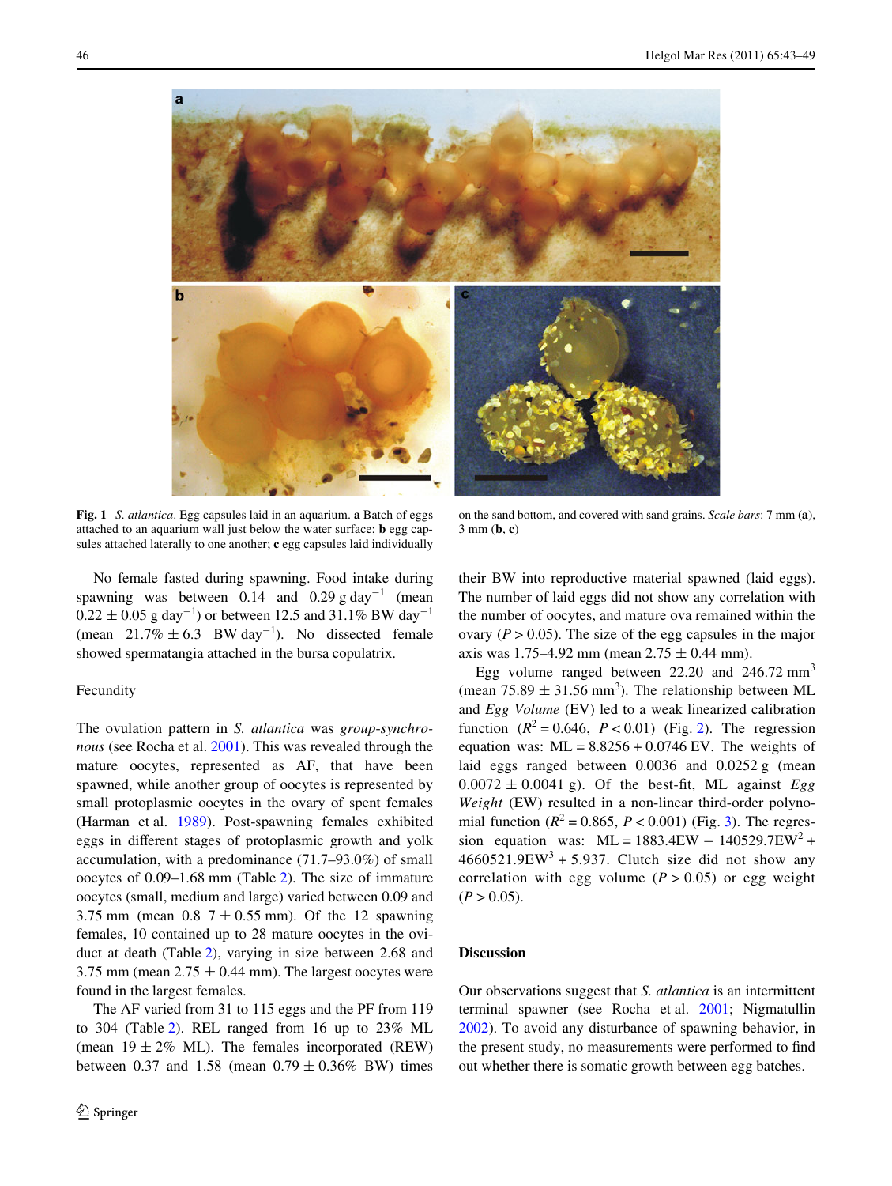Fig. 1 *S. atlantica*. Egg capsules laid in an aquarium. **a** Batch of eggs attached to an aquarium wall just below the water surface; **b** egg capsules attached laterally to one another; **c** egg capsules laid individually on the sand bottom, and covered with sand grains. *Scale bars*: 7 mm (**a**), 3 mm (**b**, **c**)

No female fasted during spawning. Food intake during spawning was between 0.14 and 0.29 g day$^{-1}$ (mean 0.22 ± 0.05 g day$^{-1}$) or between 12.5 and 31.1% BW day$^{-1}$ (mean 21.7% ± 6.3 BW day$^{-1}$). No dissected female showed spermatangia attached in the bursa copulatrix.

## Fecundity

The ovulation pattern in *S. atlantica* was *group-synchronous* (see Rocha et al. 2001). This was revealed through the mature oocytes, represented as AF, that have been spawned, while another group of oocytes is represented by small protoplasmic oocytes in the ovary of spent females (Harman et al. 1989). Post-spawning females exhibited eggs in different stages of protoplasmic growth and yolk accumulation, with a predominance (71.7–93.0%) of small oocytes of 0.09–1.68 mm (Table 2). The size of immature oocytes (small, medium and large) varied between 0.09 and 3.75 mm (mean 0.8 7 ± 0.55 mm). Of the 12 spawning females, 10 contained up to 28 mature oocytes in the oviduct at death (Table 2), varying in size between 2.68 and 3.75 mm (mean 2.75 ± 0.44 mm). The largest oocytes were found in the largest females.

The AF varied from 31 to 115 eggs and the PF from 119 to 304 (Table 2). REL ranged from 16 up to 23% ML (mean 19 ± 2% ML). The females incorporated (REW) between 0.37 and 1.58 (mean 0.79 ± 0.36% BW) times their BW into reproductive material spawned (laid eggs). The number of laid eggs did not show any correlation with the number of oocytes, and mature ova remained within the ovary ($P > 0.05$). The size of the egg capsules in the major axis was 1.75–4.92 mm (mean 2.75 ± 0.44 mm).

Egg volume ranged between 22.20 and 246.72 mm$^3$ (mean 75.89 ± 31.56 mm$^3$). The relationship between ML and *Egg Volume* (EV) led to a weak linearized calibration function ($R^2 = 0.646$, $P < 0.01$) (Fig. 2). The regression equation was: ML = 8.8256 + 0.0746 EV. The weights of laid eggs ranged between 0.0036 and 0.0252 g (mean 0.0072 ± 0.0041 g). Of the best-fit, ML against *Egg Weight* (EW) resulted in a non-linear third-order polynomial function ($R^2 = 0.865$, $P < 0.001$) (Fig. 3). The regression equation was: $\text{ML} = 1883.4\text{EW} - 140529.7\text{EW}^2 + 4660521.9\text{EW}^3 + 5.937$. Clutch size did not show any correlation with egg volume ($P > 0.05$) or egg weight ($P > 0.05$).

## Discussion

Our observations suggest that *S. atlantica* is an intermittent terminal spawner (see Rocha et al. 2001; Nigmatullin 2002). To avoid any disturbance of spawning behavior, in the present study, no measurements were performed to find out whether there is somatic growth between egg batches.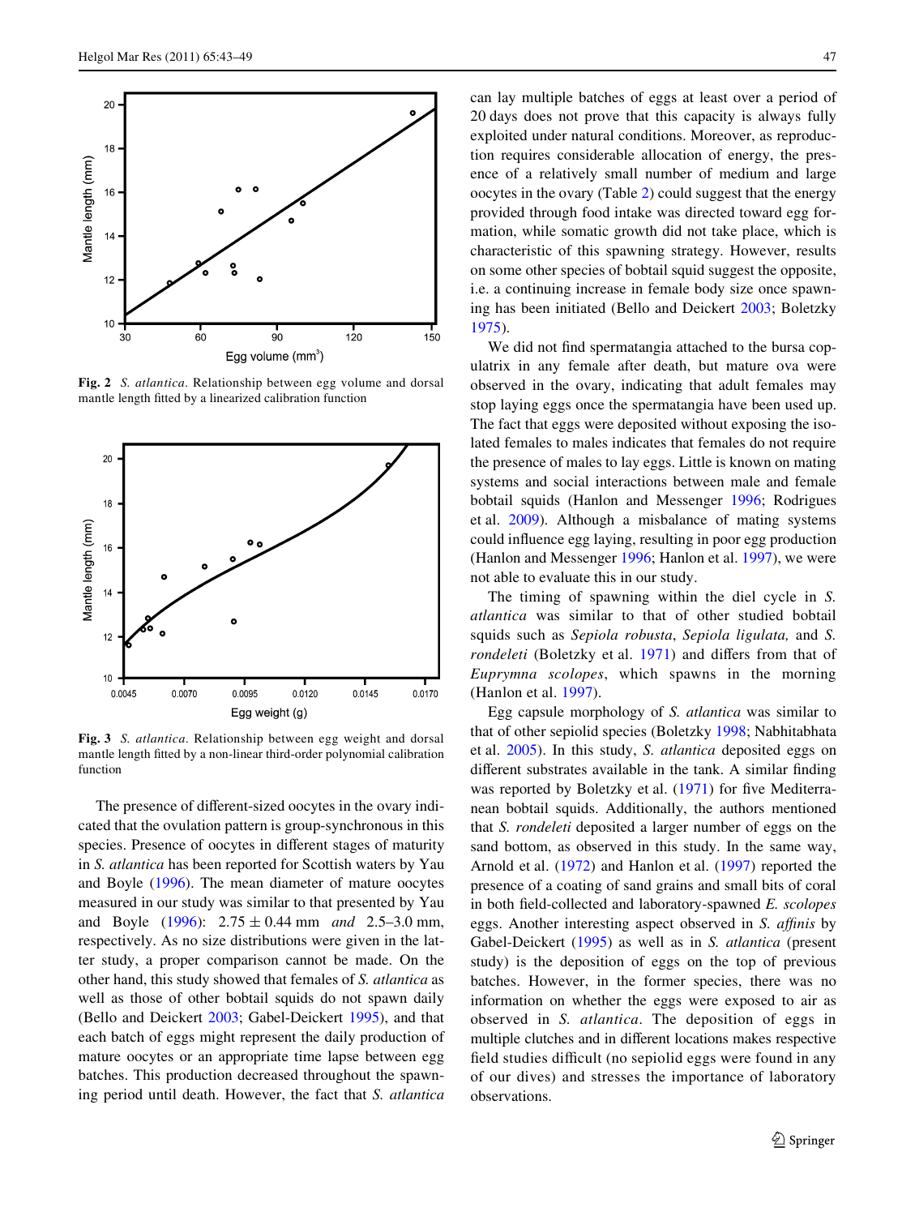**Fig. 2** *S. atlantica*. Relationship between egg volume and dorsal mantle length fitted by a linearized calibration function

**Fig. 3** *S. atlantica*. Relationship between egg weight and dorsal mantle length fitted by a non-linear third-order polynomial calibration function

The presence of different-sized oocytes in the ovary indicated that the ovulation pattern is group-synchronous in this species. Presence of oocytes in different stages of maturity in *S. atlantica* has been reported for Scottish waters by Yau and Boyle (1996). The mean diameter of mature oocytes measured in our study was similar to that presented by Yau and Boyle (1996): $2.75 \pm 0.44$ mm *and* 2.5–3.0 mm, respectively. As no size distributions were given in the latter study, a proper comparison cannot be made. On the other hand, this study showed that females of *S. atlantica* as well as those of other bobtail squids do not spawn daily (Bello and Deickert 2003; Gabel-Deickert 1995), and that each batch of eggs might represent the daily production of mature oocytes or an appropriate time lapse between egg batches. This production decreased throughout the spawning period until death. However, the fact that *S. atlantica* can lay multiple batches of eggs at least over a period of 20 days does not prove that this capacity is always fully exploited under natural conditions. Moreover, as reproduction requires considerable allocation of energy, the presence of a relatively small number of medium and large oocytes in the ovary (Table 2) could suggest that the energy provided through food intake was directed toward egg formation, while somatic growth did not take place, which is characteristic of this spawning strategy. However, results on some other species of bobtail squid suggest the opposite, i.e. a continuing increase in female body size once spawning has been initiated (Bello and Deickert 2003; Boletzky 1975).

We did not find spermatangia attached to the bursa copulatrix in any female after death, but mature ova were observed in the ovary, indicating that adult females may stop laying eggs once the spermatangia have been used up. The fact that eggs were deposited without exposing the isolated females to males indicates that females do not require the presence of males to lay eggs. Little is known on mating systems and social interactions between male and female bobtail squids (Hanlon and Messenger 1996; Rodrigues et al. 2009). Although a misbalance of mating systems could influence egg laying, resulting in poor egg production (Hanlon and Messenger 1996; Hanlon et al. 1997), we were not able to evaluate this in our study.

The timing of spawning within the diel cycle in *S. atlantica* was similar to that of other studied bobtail squids such as *Sepiola robusta*, *Sepiola ligulata,* and *S. rondeleti* (Boletzky et al. 1971) and differs from that of *Euprymna scolopes*, which spawns in the morning (Hanlon et al. 1997).

Egg capsule morphology of *S. atlantica* was similar to that of other sepiolid species (Boletzky 1998; Nabhitabhata et al. 2005). In this study, *S. atlantica* deposited eggs on different substrates available in the tank. A similar finding was reported by Boletzky et al. (1971) for five Mediterranean bobtail squids. Additionally, the authors mentioned that *S. rondeleti* deposited a larger number of eggs on the sand bottom, as observed in this study. In the same way, Arnold et al. (1972) and Hanlon et al. (1997) reported the presence of a coating of sand grains and small bits of coral in both field-collected and laboratory-spawned *E. scolopes* eggs. Another interesting aspect observed in *S. affinis* by Gabel-Deickert (1995) as well as in *S. atlantica* (present study) is the deposition of eggs on the top of previous batches. However, in the former species, there was no information on whether the eggs were exposed to air as observed in *S. atlantica*. The deposition of eggs in multiple clutches and in different locations makes respective field studies difficult (no sepiolid eggs were found in any of our dives) and stresses the importance of laboratory observations.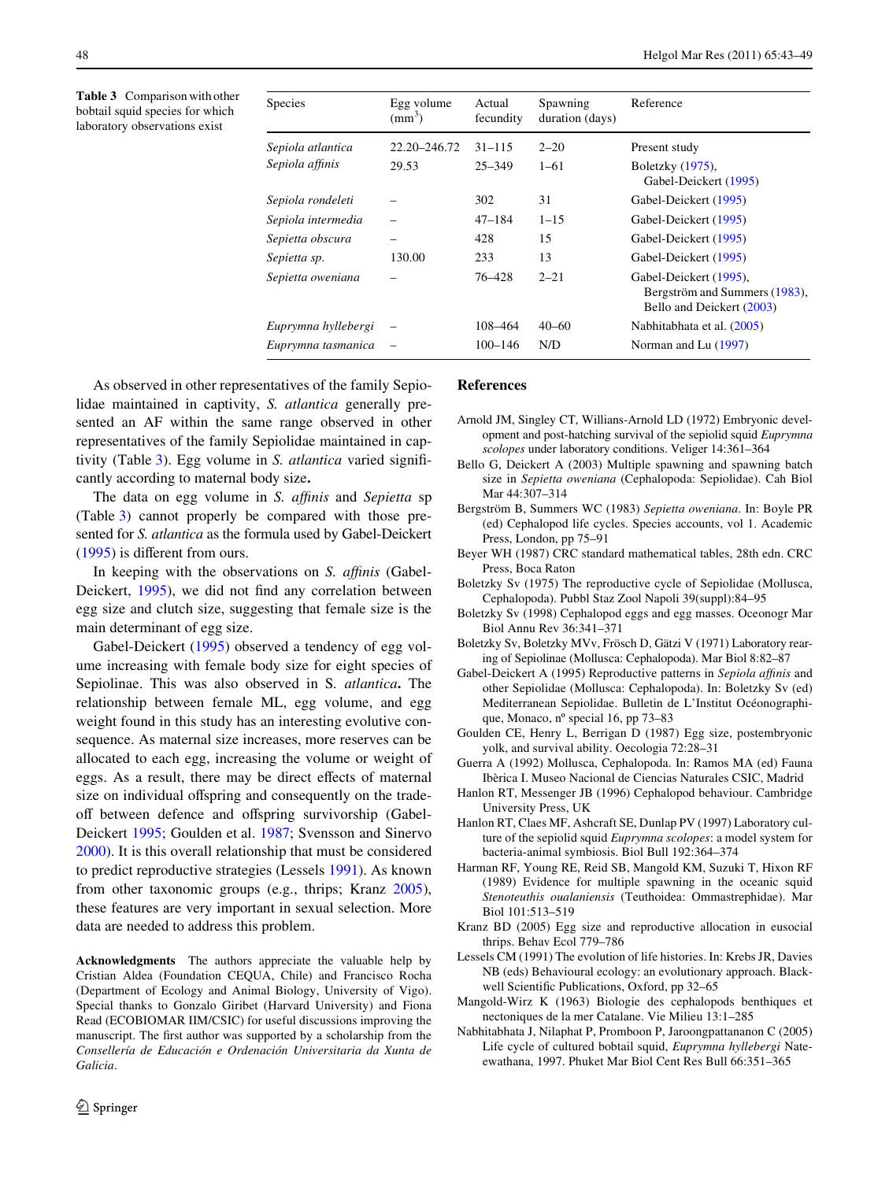**Table 3** Comparison with other bobtail squid species for which laboratory observations exist

| Species | Egg volume ($mm^3$) | Actual fecundity | Spawning duration (days) | Reference |
|---|---|---|---|---|
| *Sepiola atlantica* | 22.20–246.72 | 31–115 | 2–20 | Present study |
| *Sepiola affinis* | 29.53 | 25–349 | 1–61 | Boletzky (1975), Gabel-Deickert (1995) |
| *Sepiola rondeleti* | – | 302 | 31 | Gabel-Deickert (1995) |
| *Sepiola intermedia* | – | 47–184 | 1–15 | Gabel-Deickert (1995) |
| *Sepietta obscura* | – | 428 | 15 | Gabel-Deickert (1995) |
| *Sepietta sp.* | 130.00 | 233 | 13 | Gabel-Deickert (1995) |
| *Sepietta oweniana* | – | 76–428 | 2–21 | Gabel-Deickert (1995), Bergström and Summers (1983), Bello and Deickert (2003) |
| *Euprymna hyllebergi* | – | 108–464 | 40–60 | Nabhitabhata et al. (2005) |
| *Euprymna tasmanica* | – | 100–146 | N/D | Norman and Lu (1997) |

As observed in other representatives of the family Sepiolidae maintained in captivity, *S. atlantica* generally presented an AF within the same range observed in other representatives of the family Sepiolidae maintained in captivity (Table 3). Egg volume in *S. atlantica* varied significantly according to maternal body size**.**

The data on egg volume in *S. affinis* and *Sepietta* sp (Table 3) cannot properly be compared with those presented for *S. atlantica* as the formula used by Gabel-Deickert (1995) is different from ours.

In keeping with the observations on *S. affinis* (Gabel-Deickert, 1995), we did not find any correlation between egg size and clutch size, suggesting that female size is the main determinant of egg size.

Gabel-Deickert (1995) observed a tendency of egg volume increasing with female body size for eight species of Sepiolinae. This was also observed in S. *atlantica***.** The relationship between female ML, egg volume, and egg weight found in this study has an interesting evolutive consequence. As maternal size increases, more reserves can be allocated to each egg, increasing the volume or weight of eggs. As a result, there may be direct effects of maternal size on individual offspring and consequently on the trade-off between defence and offspring survivorship (Gabel-Deickert 1995; Goulden et al. 1987; Svensson and Sinervo 2000). It is this overall relationship that must be considered to predict reproductive strategies (Lessels 1991). As known from other taxonomic groups (e.g., thrips; Kranz 2005), these features are very important in sexual selection. More data are needed to address this problem.

**Acknowledgments** The authors appreciate the valuable help by Cristian Aldea (Foundation CEQUA, Chile) and Francisco Rocha (Department of Ecology and Animal Biology, University of Vigo). Special thanks to Gonzalo Giribet (Harvard University) and Fiona Read (ECOBIOMAR IIM/CSIC) for useful discussions improving the manuscript. The first author was supported by a scholarship from the *Consellería de Educación e Ordenación Universitaria da Xunta de Galicia*.

## References

Arnold JM, Singley CT, Willians-Arnold LD (1972) Embryonic development and post-hatching survival of the sepiolid squid *Euprymna scolopes* under laboratory conditions. Veliger 14:361–364

Bello G, Deickert A (2003) Multiple spawning and spawning batch size in *Sepietta oweniana* (Cephalopoda: Sepiolidae). Cah Biol Mar 44:307–314

Bergström B, Summers WC (1983) *Sepietta oweniana*. In: Boyle PR (ed) Cephalopod life cycles. Species accounts, vol 1. Academic Press, London, pp 75–91

Beyer WH (1987) CRC standard mathematical tables, 28th edn. CRC Press, Boca Raton

Boletzky Sv (1975) The reproductive cycle of Sepiolidae (Mollusca, Cephalopoda). Pubbl Staz Zool Napoli 39(suppl):84–95

Boletzky Sv (1998) Cephalopod eggs and egg masses. Oceonogr Mar Biol Annu Rev 36:341–371

Boletzky Sv, Boletzky MVv, Frösch D, Gätzi V (1971) Laboratory rearing of Sepiolinae (Mollusca: Cephalopoda). Mar Biol 8:82–87

Gabel-Deickert A (1995) Reproductive patterns in *Sepiola affinis* and other Sepiolidae (Mollusca: Cephalopoda). In: Boletzky Sv (ed) Mediterranean Sepiolidae. Bulletin de L'Institut Océonographique, Monaco, nº special 16, pp 73–83

Goulden CE, Henry L, Berrigan D (1987) Egg size, postembryonic yolk, and survival ability. Oecologia 72:28–31

Guerra A (1992) Mollusca, Cephalopoda. In: Ramos MA (ed) Fauna Ibèrica I. Museo Nacional de Ciencias Naturales CSIC, Madrid

Hanlon RT, Messenger JB (1996) Cephalopod behaviour. Cambridge University Press, UK

Hanlon RT, Claes MF, Ashcraft SE, Dunlap PV (1997) Laboratory culture of the sepiolid squid *Euprymna scolopes*: a model system for bacteria-animal symbiosis. Biol Bull 192:364–374

Harman RF, Young RE, Reid SB, Mangold KM, Suzuki T, Hixon RF (1989) Evidence for multiple spawning in the oceanic squid *Stenoteuthis oualaniensis* (Teuthoidea: Ommastrephidae). Mar Biol 101:513–519

Kranz BD (2005) Egg size and reproductive allocation in eusocial thrips. Behav Ecol 779–786

Lessels CM (1991) The evolution of life histories. In: Krebs JR, Davies NB (eds) Behavioural ecology: an evolutionary approach. Blackwell Scientific Publications, Oxford, pp 32–65

Mangold-Wirz K (1963) Biologie des cephalopods benthiques et nectoniques de la mer Catalane. Vie Milieu 13:1–285

Nabhitabhata J, Nilaphat P, Promboon P, Jaroongpattananon C (2005) Life cycle of cultured bobtail squid, *Euprymna hyllebergi* Nateewathana, 1997. Phuket Mar Biol Cent Res Bull 66:351–365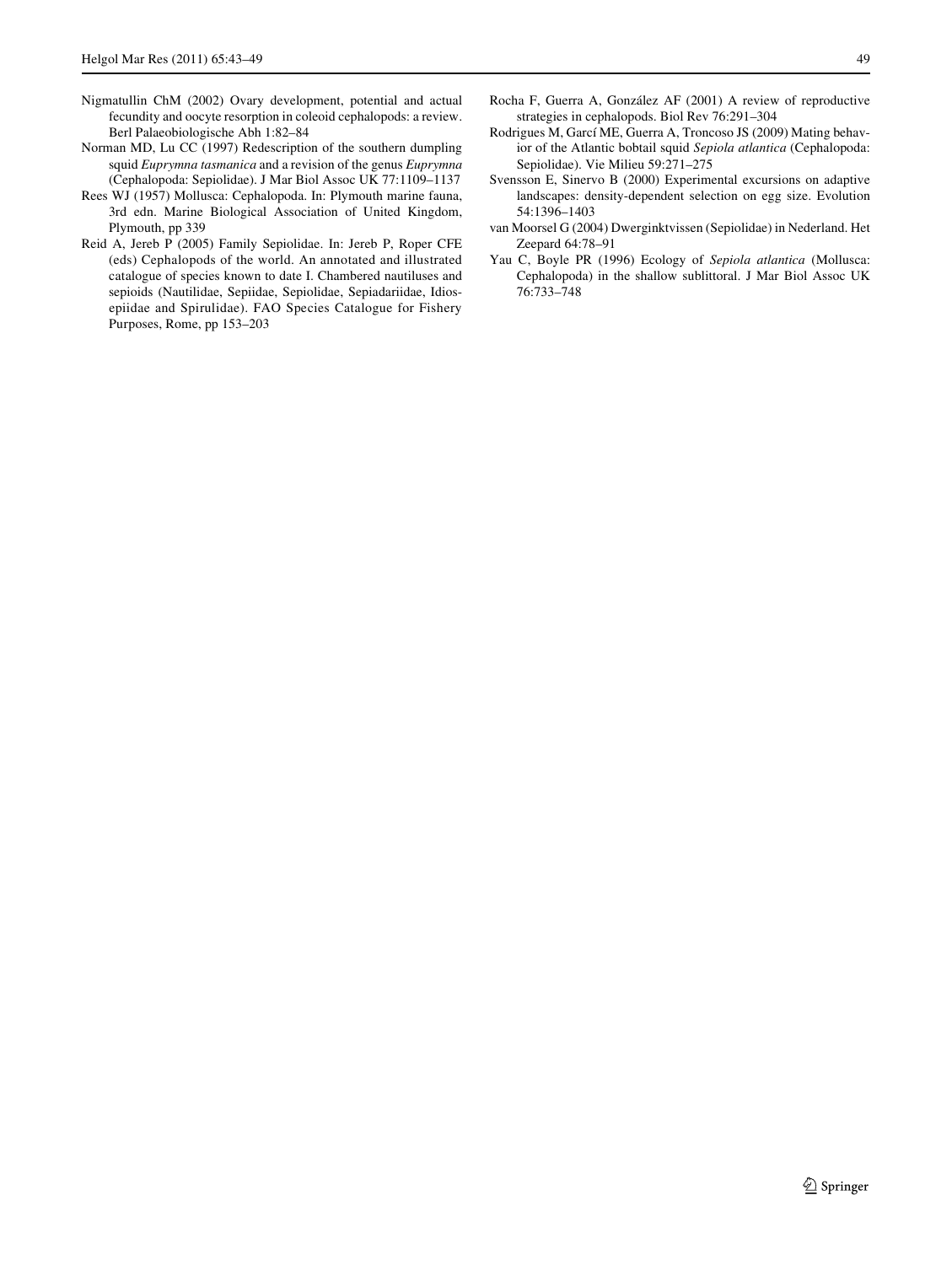Nigmatullin ChM (2002) Ovary development, potential and actual fecundity and oocyte resorption in coleoid cephalopods: a review. Berl Palaeobiologische Abh 1:82–84

Norman MD, Lu CC (1997) Redescription of the southern dumpling squid *Euprymna tasmanica* and a revision of the genus *Euprymna* (Cephalopoda: Sepiolidae). J Mar Biol Assoc UK 77:1109–1137

Rees WJ (1957) Mollusca: Cephalopoda. In: Plymouth marine fauna, 3rd edn. Marine Biological Association of United Kingdom, Plymouth, pp 339

Reid A, Jereb P (2005) Family Sepiolidae. In: Jereb P, Roper CFE (eds) Cephalopods of the world. An annotated and illustrated catalogue of species known to date I. Chambered nautiluses and sepioids (Nautilidae, Sepiidae, Sepiolidae, Sepiadariidae, Idiosepiidae and Spirulidae). FAO Species Catalogue for Fishery Purposes, Rome, pp 153–203

Rocha F, Guerra A, González AF (2001) A review of reproductive strategies in cephalopods. Biol Rev 76:291–304

Rodrigues M, Garcí ME, Guerra A, Troncoso JS (2009) Mating behavior of the Atlantic bobtail squid *Sepiola atlantica* (Cephalopoda: Sepiolidae). Vie Milieu 59:271–275

Svensson E, Sinervo B (2000) Experimental excursions on adaptive landscapes: density-dependent selection on egg size. Evolution 54:1396–1403

van Moorsel G (2004) Dwerginktvissen (Sepiolidae) in Nederland. Het Zeepard 64:78–91

Yau C, Boyle PR (1996) Ecology of *Sepiola atlantica* (Mollusca: Cephalopoda) in the shallow sublittoral. J Mar Biol Assoc UK 76:733–748